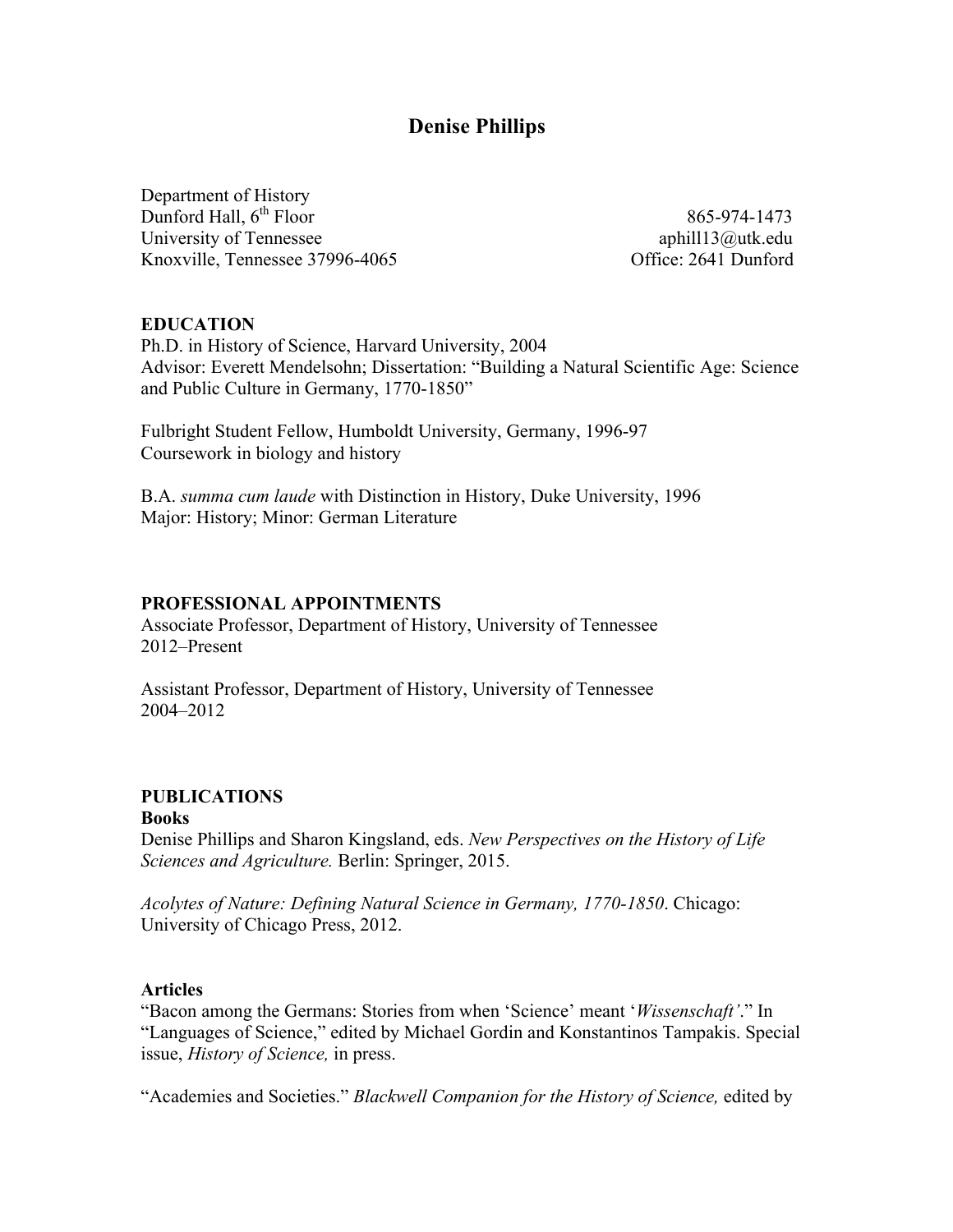# Denise Phillips

Department of History
Dunford Hall, 6th Floor
University of Tennessee
Knoxville, Tennessee 37996-4065

865-974-1473
aphill13@utk.edu
Office: 2641 Dunford

## EDUCATION

Ph.D. in History of Science, Harvard University, 2004
Advisor: Everett Mendelsohn; Dissertation: "Building a Natural Scientific Age: Science and Public Culture in Germany, 1770-1850"

Fulbright Student Fellow, Humboldt University, Germany, 1996-97
Coursework in biology and history

B.A. *summa cum laude* with Distinction in History, Duke University, 1996
Major: History; Minor: German Literature

## PROFESSIONAL APPOINTMENTS

Associate Professor, Department of History, University of Tennessee
2012–Present

Assistant Professor, Department of History, University of Tennessee
2004–2012

## PUBLICATIONS

### Books

Denise Phillips and Sharon Kingsland, eds. *New Perspectives on the History of Life Sciences and Agriculture.* Berlin: Springer, 2015.

*Acolytes of Nature: Defining Natural Science in Germany, 1770-1850*. Chicago: University of Chicago Press, 2012.

### Articles

"Bacon among the Germans: Stories from when 'Science' meant '*Wissenschaft'*." In "Languages of Science," edited by Michael Gordin and Konstantinos Tampakis. Special issue, *History of Science,* in press.

"Academies and Societies." *Blackwell Companion for the History of Science,* edited by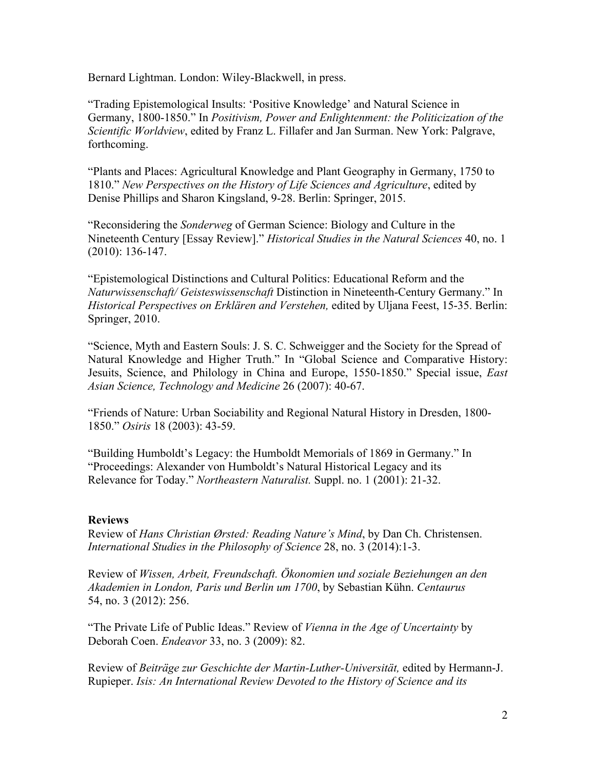Bernard Lightman. London: Wiley-Blackwell, in press.

"Trading Epistemological Insults: 'Positive Knowledge' and Natural Science in Germany, 1800-1850." In *Positivism, Power and Enlightenment: the Politicization of the Scientific Worldview*, edited by Franz L. Fillafer and Jan Surman. New York: Palgrave, forthcoming.

"Plants and Places: Agricultural Knowledge and Plant Geography in Germany, 1750 to 1810." *New Perspectives on the History of Life Sciences and Agriculture*, edited by Denise Phillips and Sharon Kingsland, 9-28. Berlin: Springer, 2015.

"Reconsidering the *Sonderweg* of German Science: Biology and Culture in the Nineteenth Century [Essay Review]." *Historical Studies in the Natural Sciences* 40, no. 1 (2010): 136-147.

"Epistemological Distinctions and Cultural Politics: Educational Reform and the *Naturwissenschaft/ Geisteswissenschaft* Distinction in Nineteenth-Century Germany." In *Historical Perspectives on Erklären and Verstehen,* edited by Uljana Feest, 15-35. Berlin: Springer, 2010.

"Science, Myth and Eastern Souls: J. S. C. Schweigger and the Society for the Spread of Natural Knowledge and Higher Truth." In "Global Science and Comparative History: Jesuits, Science, and Philology in China and Europe, 1550-1850." Special issue, *East Asian Science, Technology and Medicine* 26 (2007): 40-67.

"Friends of Nature: Urban Sociability and Regional Natural History in Dresden, 1800-1850." *Osiris* 18 (2003): 43-59.

"Building Humboldt's Legacy: the Humboldt Memorials of 1869 in Germany." In "Proceedings: Alexander von Humboldt's Natural Historical Legacy and its Relevance for Today." *Northeastern Naturalist.* Suppl. no. 1 (2001): 21-32.

**Reviews**

Review of *Hans Christian Ørsted: Reading Nature's Mind*, by Dan Ch. Christensen. *International Studies in the Philosophy of Science* 28, no. 3 (2014):1-3.

Review of *Wissen, Arbeit, Freundschaft. Ökonomien und soziale Beziehungen an den Akademien in London, Paris und Berlin um 1700*, by Sebastian Kühn. *Centaurus* 54, no. 3 (2012): 256.

"The Private Life of Public Ideas." Review of *Vienna in the Age of Uncertainty* by Deborah Coen. *Endeavor* 33, no. 3 (2009): 82.

Review of *Beiträge zur Geschichte der Martin-Luther-Universität,* edited by Hermann-J. Rupieper. *Isis: An International Review Devoted to the History of Science and its*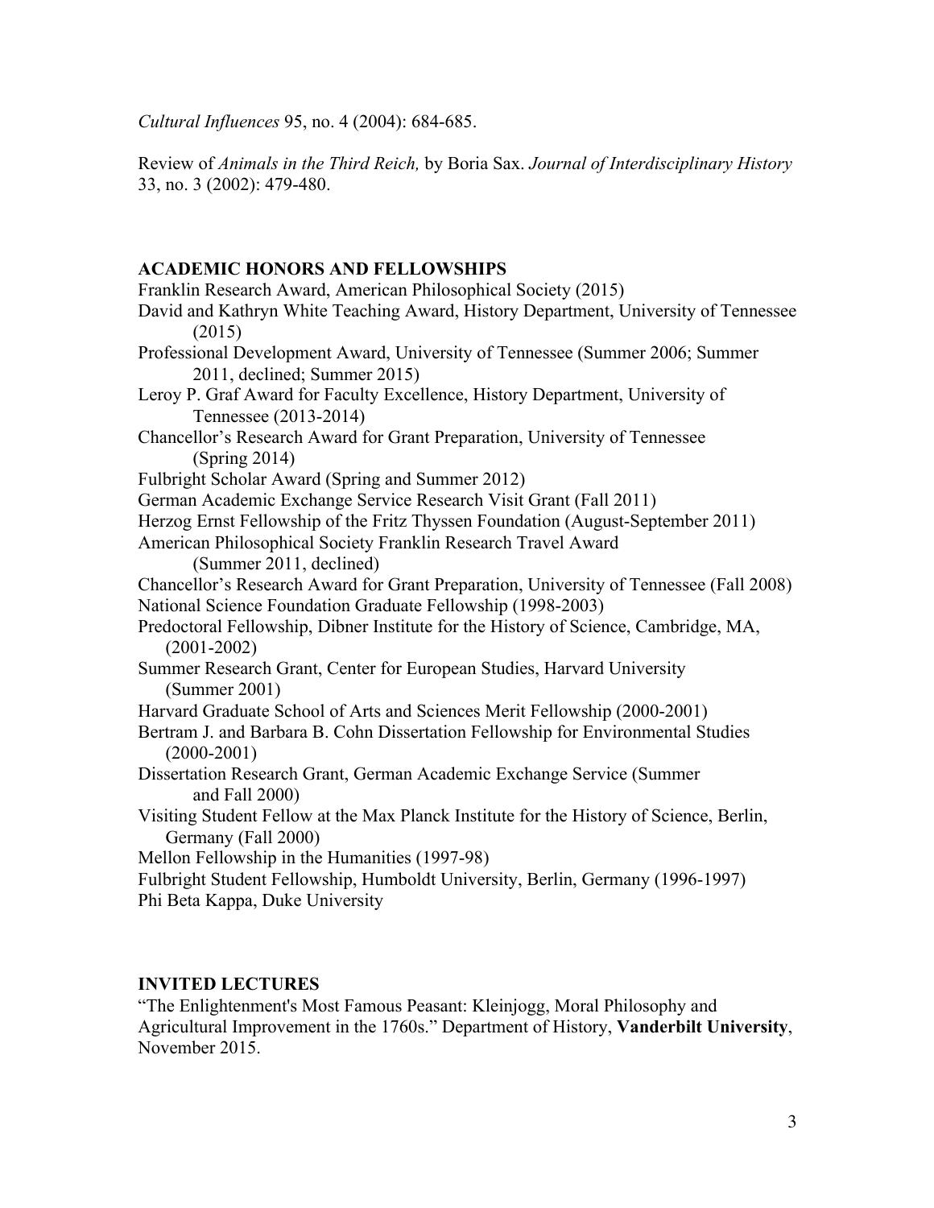*Cultural Influences* 95, no. 4 (2004): 684-685.

Review of *Animals in the Third Reich,* by Boria Sax. *Journal of Interdisciplinary History* 33, no. 3 (2002): 479-480.

## ACADEMIC HONORS AND FELLOWSHIPS

Franklin Research Award, American Philosophical Society (2015)

David and Kathryn White Teaching Award, History Department, University of Tennessee (2015)

Professional Development Award, University of Tennessee (Summer 2006; Summer 2011, declined; Summer 2015)

Leroy P. Graf Award for Faculty Excellence, History Department, University of Tennessee (2013-2014)

Chancellor's Research Award for Grant Preparation, University of Tennessee (Spring 2014)

Fulbright Scholar Award (Spring and Summer 2012)

German Academic Exchange Service Research Visit Grant (Fall 2011)

Herzog Ernst Fellowship of the Fritz Thyssen Foundation (August-September 2011)

American Philosophical Society Franklin Research Travel Award (Summer 2011, declined)

Chancellor's Research Award for Grant Preparation, University of Tennessee (Fall 2008)

National Science Foundation Graduate Fellowship (1998-2003)

Predoctoral Fellowship, Dibner Institute for the History of Science, Cambridge, MA, (2001-2002)

Summer Research Grant, Center for European Studies, Harvard University (Summer 2001)

Harvard Graduate School of Arts and Sciences Merit Fellowship (2000-2001)

Bertram J. and Barbara B. Cohn Dissertation Fellowship for Environmental Studies (2000-2001)

Dissertation Research Grant, German Academic Exchange Service (Summer and Fall 2000)

Visiting Student Fellow at the Max Planck Institute for the History of Science, Berlin, Germany (Fall 2000)

Mellon Fellowship in the Humanities (1997-98)

Fulbright Student Fellowship, Humboldt University, Berlin, Germany (1996-1997)

Phi Beta Kappa, Duke University

## INVITED LECTURES

"The Enlightenment's Most Famous Peasant: Kleinjogg, Moral Philosophy and Agricultural Improvement in the 1760s." Department of History, **Vanderbilt University**, November 2015.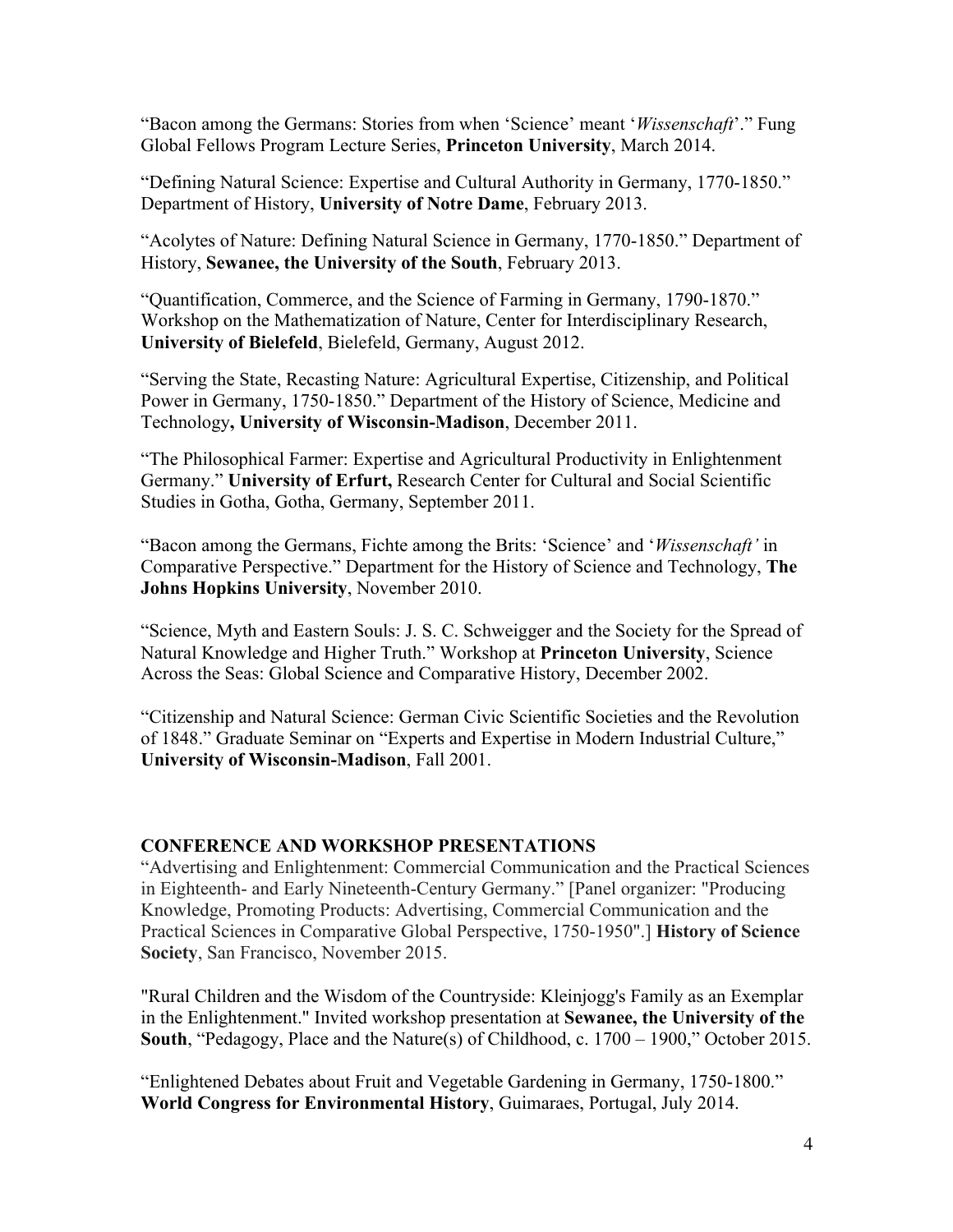"Bacon among the Germans: Stories from when 'Science' meant '*Wissenschaft*'." Fung Global Fellows Program Lecture Series, **Princeton University**, March 2014.

"Defining Natural Science: Expertise and Cultural Authority in Germany, 1770-1850." Department of History, **University of Notre Dame**, February 2013.

"Acolytes of Nature: Defining Natural Science in Germany, 1770-1850." Department of History, **Sewanee, the University of the South**, February 2013.

"Quantification, Commerce, and the Science of Farming in Germany, 1790-1870." Workshop on the Mathematization of Nature, Center for Interdisciplinary Research, **University of Bielefeld**, Bielefeld, Germany, August 2012.

"Serving the State, Recasting Nature: Agricultural Expertise, Citizenship, and Political Power in Germany, 1750-1850." Department of the History of Science, Medicine and Technology**, University of Wisconsin-Madison**, December 2011.

"The Philosophical Farmer: Expertise and Agricultural Productivity in Enlightenment Germany." **University of Erfurt,** Research Center for Cultural and Social Scientific Studies in Gotha, Gotha, Germany, September 2011.

"Bacon among the Germans, Fichte among the Brits: 'Science' and '*Wissenschaft'* in Comparative Perspective." Department for the History of Science and Technology, **The Johns Hopkins University**, November 2010.

"Science, Myth and Eastern Souls: J. S. C. Schweigger and the Society for the Spread of Natural Knowledge and Higher Truth." Workshop at **Princeton University**, Science Across the Seas: Global Science and Comparative History, December 2002.

"Citizenship and Natural Science: German Civic Scientific Societies and the Revolution of 1848." Graduate Seminar on "Experts and Expertise in Modern Industrial Culture," **University of Wisconsin-Madison**, Fall 2001.

## CONFERENCE AND WORKSHOP PRESENTATIONS

"Advertising and Enlightenment: Commercial Communication and the Practical Sciences in Eighteenth- and Early Nineteenth-Century Germany." [Panel organizer: "Producing Knowledge, Promoting Products: Advertising, Commercial Communication and the Practical Sciences in Comparative Global Perspective, 1750-1950".] **History of Science Society**, San Francisco, November 2015.

"Rural Children and the Wisdom of the Countryside: Kleinjogg's Family as an Exemplar in the Enlightenment." Invited workshop presentation at **Sewanee, the University of the South**, "Pedagogy, Place and the Nature(s) of Childhood, c. 1700 – 1900," October 2015.

"Enlightened Debates about Fruit and Vegetable Gardening in Germany, 1750-1800." **World Congress for Environmental History**, Guimaraes, Portugal, July 2014.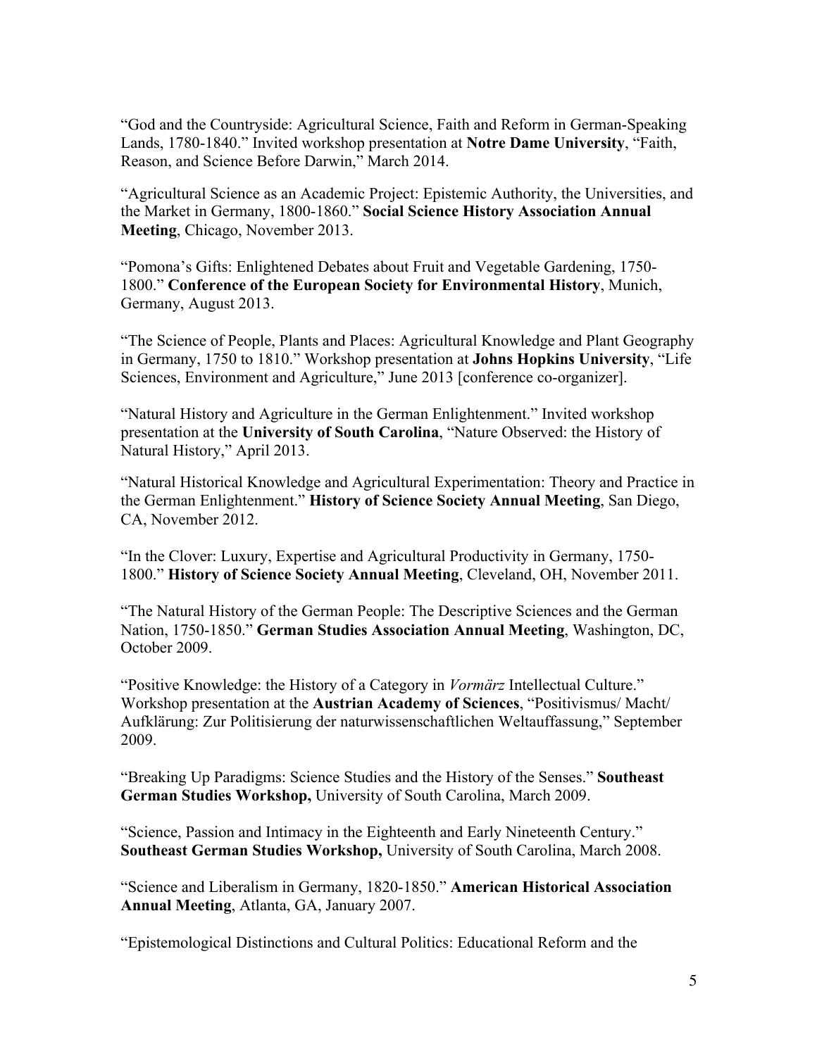"God and the Countryside: Agricultural Science, Faith and Reform in German-Speaking Lands, 1780-1840." Invited workshop presentation at **Notre Dame University**, "Faith, Reason, and Science Before Darwin," March 2014.

"Agricultural Science as an Academic Project: Epistemic Authority, the Universities, and the Market in Germany, 1800-1860." **Social Science History Association Annual Meeting**, Chicago, November 2013.

"Pomona's Gifts: Enlightened Debates about Fruit and Vegetable Gardening, 1750-1800." **Conference of the European Society for Environmental History**, Munich, Germany, August 2013.

"The Science of People, Plants and Places: Agricultural Knowledge and Plant Geography in Germany, 1750 to 1810." Workshop presentation at **Johns Hopkins University**, "Life Sciences, Environment and Agriculture," June 2013 [conference co-organizer].

"Natural History and Agriculture in the German Enlightenment." Invited workshop presentation at the **University of South Carolina**, "Nature Observed: the History of Natural History," April 2013.

"Natural Historical Knowledge and Agricultural Experimentation: Theory and Practice in the German Enlightenment." **History of Science Society Annual Meeting**, San Diego, CA, November 2012.

"In the Clover: Luxury, Expertise and Agricultural Productivity in Germany, 1750-1800." **History of Science Society Annual Meeting**, Cleveland, OH, November 2011.

"The Natural History of the German People: The Descriptive Sciences and the German Nation, 1750-1850." **German Studies Association Annual Meeting**, Washington, DC, October 2009.

"Positive Knowledge: the History of a Category in *Vormärz* Intellectual Culture." Workshop presentation at the **Austrian Academy of Sciences**, "Positivismus/ Macht/ Aufklärung: Zur Politisierung der naturwissenschaftlichen Weltauffassung," September 2009.

"Breaking Up Paradigms: Science Studies and the History of the Senses." **Southeast German Studies Workshop,** University of South Carolina, March 2009.

"Science, Passion and Intimacy in the Eighteenth and Early Nineteenth Century." **Southeast German Studies Workshop,** University of South Carolina, March 2008.

"Science and Liberalism in Germany, 1820-1850." **American Historical Association Annual Meeting**, Atlanta, GA, January 2007.

"Epistemological Distinctions and Cultural Politics: Educational Reform and the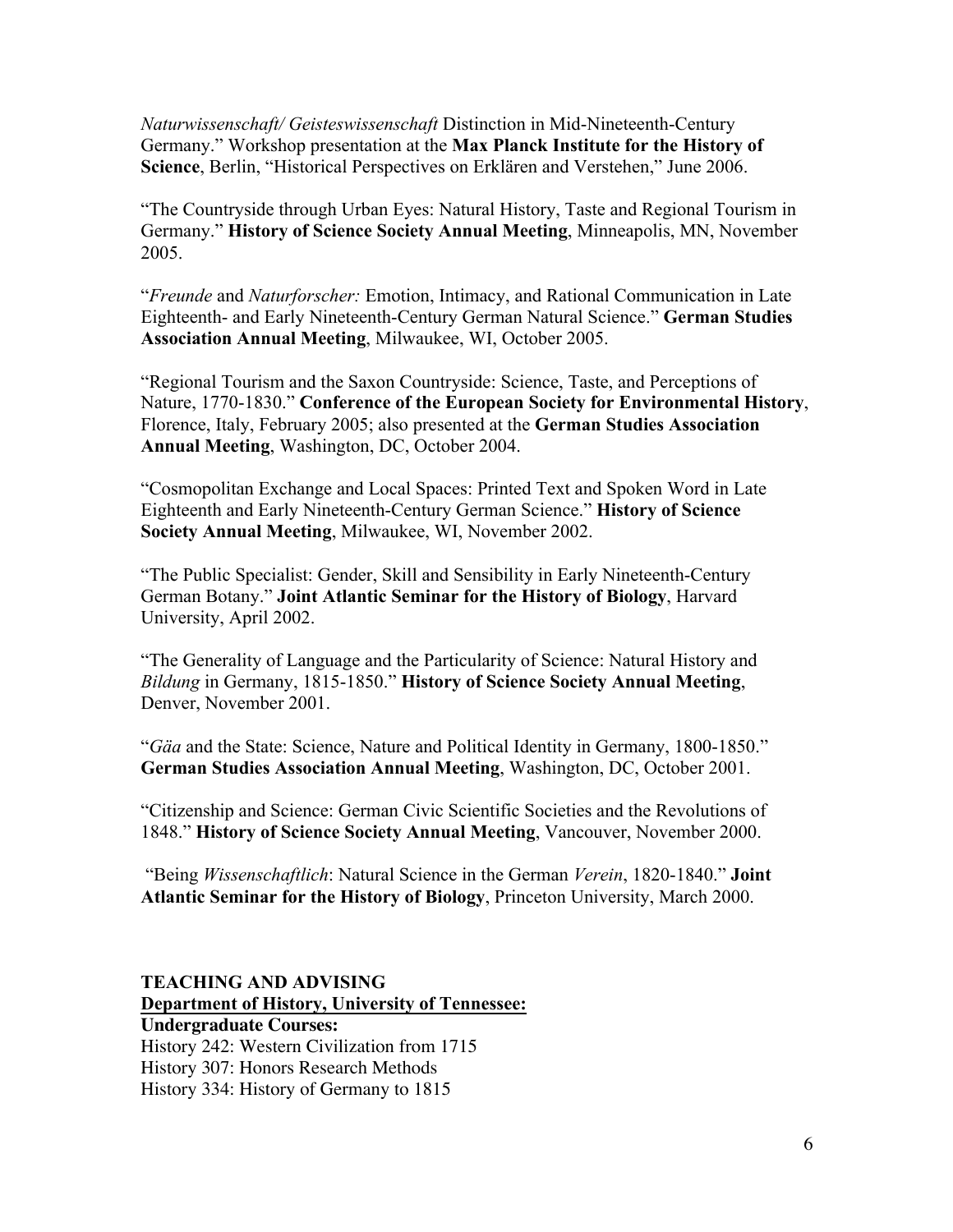*Naturwissenschaft/ Geisteswissenschaft* Distinction in Mid-Nineteenth-Century Germany." Workshop presentation at the **Max Planck Institute for the History of Science**, Berlin, "Historical Perspectives on Erklären and Verstehen," June 2006.

"The Countryside through Urban Eyes: Natural History, Taste and Regional Tourism in Germany." **History of Science Society Annual Meeting**, Minneapolis, MN, November 2005.

"*Freunde* and *Naturforscher:* Emotion, Intimacy, and Rational Communication in Late Eighteenth- and Early Nineteenth-Century German Natural Science." **German Studies Association Annual Meeting**, Milwaukee, WI, October 2005.

"Regional Tourism and the Saxon Countryside: Science, Taste, and Perceptions of Nature, 1770-1830." **Conference of the European Society for Environmental History**, Florence, Italy, February 2005; also presented at the **German Studies Association Annual Meeting**, Washington, DC, October 2004.

"Cosmopolitan Exchange and Local Spaces: Printed Text and Spoken Word in Late Eighteenth and Early Nineteenth-Century German Science." **History of Science Society Annual Meeting**, Milwaukee, WI, November 2002.

"The Public Specialist: Gender, Skill and Sensibility in Early Nineteenth-Century German Botany." **Joint Atlantic Seminar for the History of Biology**, Harvard University, April 2002.

"The Generality of Language and the Particularity of Science: Natural History and *Bildung* in Germany, 1815-1850." **History of Science Society Annual Meeting**, Denver, November 2001.

"*Gäa* and the State: Science, Nature and Political Identity in Germany, 1800-1850." **German Studies Association Annual Meeting**, Washington, DC, October 2001.

"Citizenship and Science: German Civic Scientific Societies and the Revolutions of 1848." **History of Science Society Annual Meeting**, Vancouver, November 2000.

"Being *Wissenschaftlich*: Natural Science in the German *Verein*, 1820-1840." **Joint Atlantic Seminar for the History of Biology**, Princeton University, March 2000.

## TEACHING AND ADVISING

**Department of History, University of Tennessee:**

**Undergraduate Courses:**

History 242: Western Civilization from 1715
History 307: Honors Research Methods
History 334: History of Germany to 1815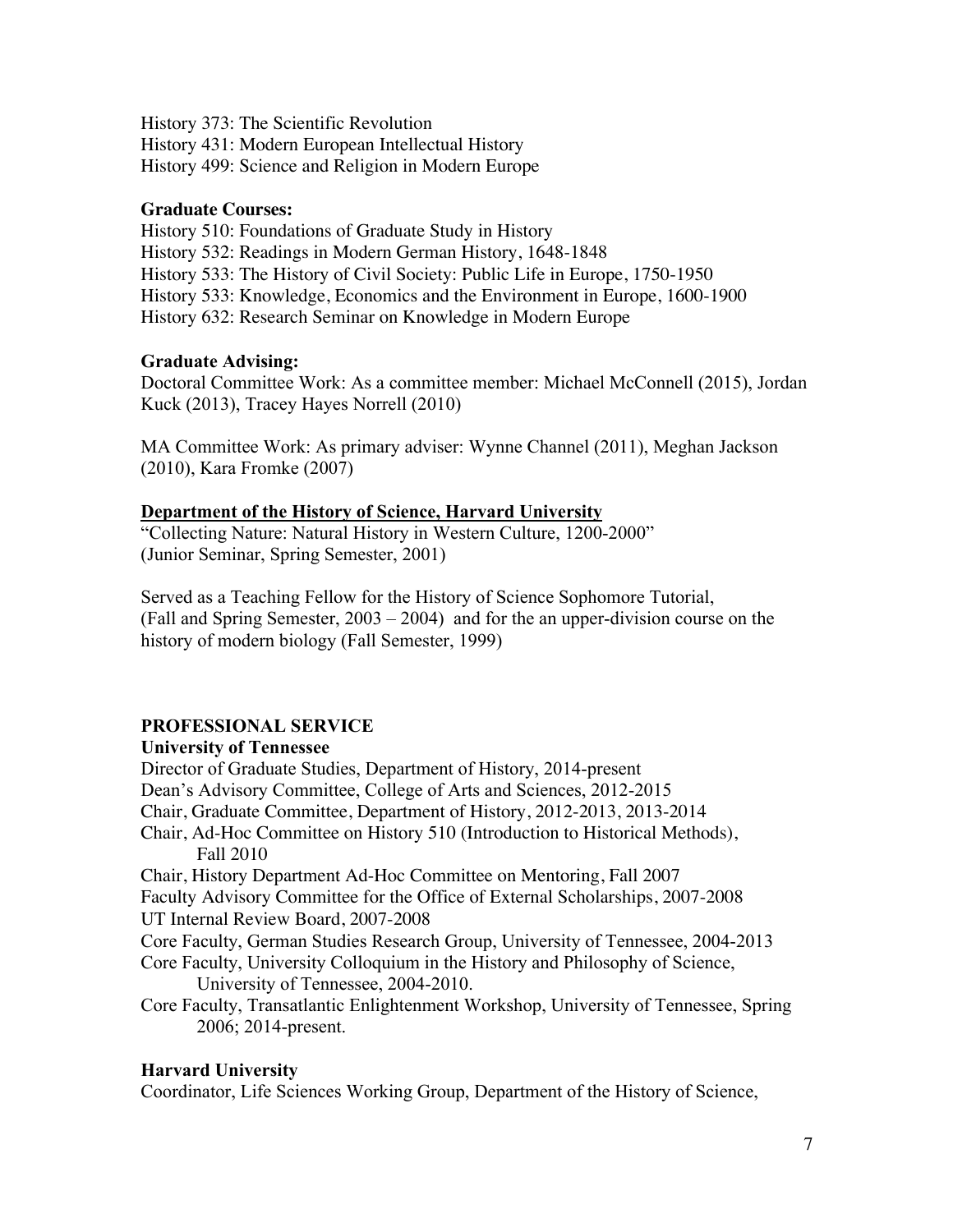History 373: The Scientific Revolution
History 431: Modern European Intellectual History
History 499: Science and Religion in Modern Europe

**Graduate Courses:**
History 510: Foundations of Graduate Study in History
History 532: Readings in Modern German History, 1648-1848
History 533: The History of Civil Society: Public Life in Europe, 1750-1950
History 533: Knowledge, Economics and the Environment in Europe, 1600-1900
History 632: Research Seminar on Knowledge in Modern Europe

**Graduate Advising:**
Doctoral Committee Work: As a committee member: Michael McConnell (2015), Jordan Kuck (2013), Tracey Hayes Norrell (2010)

MA Committee Work: As primary adviser: Wynne Channel (2011), Meghan Jackson (2010), Kara Fromke (2007)

**Department of the History of Science, Harvard University**
"Collecting Nature: Natural History in Western Culture, 1200-2000"
(Junior Seminar, Spring Semester, 2001)

Served as a Teaching Fellow for the History of Science Sophomore Tutorial, (Fall and Spring Semester, 2003 – 2004) and for the an upper-division course on the history of modern biology (Fall Semester, 1999)

## PROFESSIONAL SERVICE

**University of Tennessee**
Director of Graduate Studies, Department of History, 2014-present
Dean's Advisory Committee, College of Arts and Sciences, 2012-2015
Chair, Graduate Committee, Department of History, 2012-2013, 2013-2014
Chair, Ad-Hoc Committee on History 510 (Introduction to Historical Methods), Fall 2010
Chair, History Department Ad-Hoc Committee on Mentoring, Fall 2007
Faculty Advisory Committee for the Office of External Scholarships, 2007-2008
UT Internal Review Board, 2007-2008
Core Faculty, German Studies Research Group, University of Tennessee, 2004-2013
Core Faculty, University Colloquium in the History and Philosophy of Science, University of Tennessee, 2004-2010.
Core Faculty, Transatlantic Enlightenment Workshop, University of Tennessee, Spring 2006; 2014-present.

**Harvard University**
Coordinator, Life Sciences Working Group, Department of the History of Science,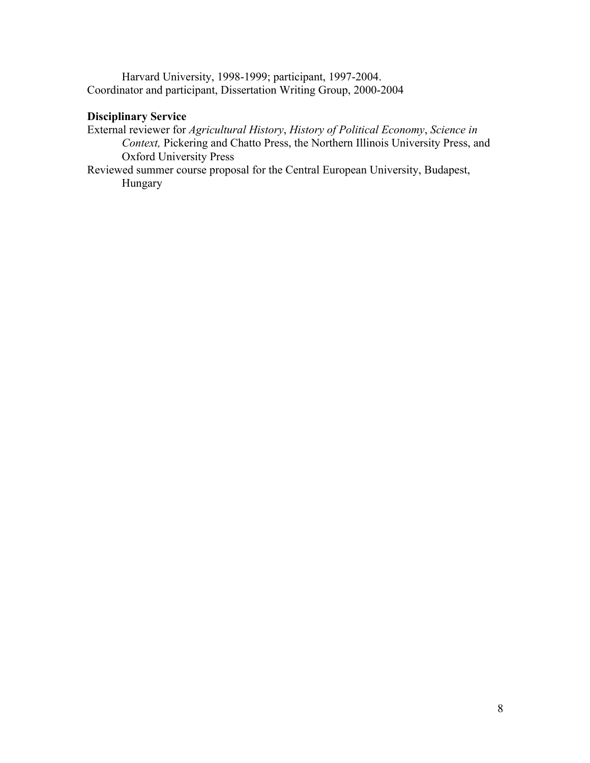Harvard University, 1998-1999; participant, 1997-2004.

Coordinator and participant, Dissertation Writing Group, 2000-2004

**Disciplinary Service**

External reviewer for *Agricultural History*, *History of Political Economy*, *Science in Context,* Pickering and Chatto Press, the Northern Illinois University Press, and Oxford University Press

Reviewed summer course proposal for the Central European University, Budapest, Hungary